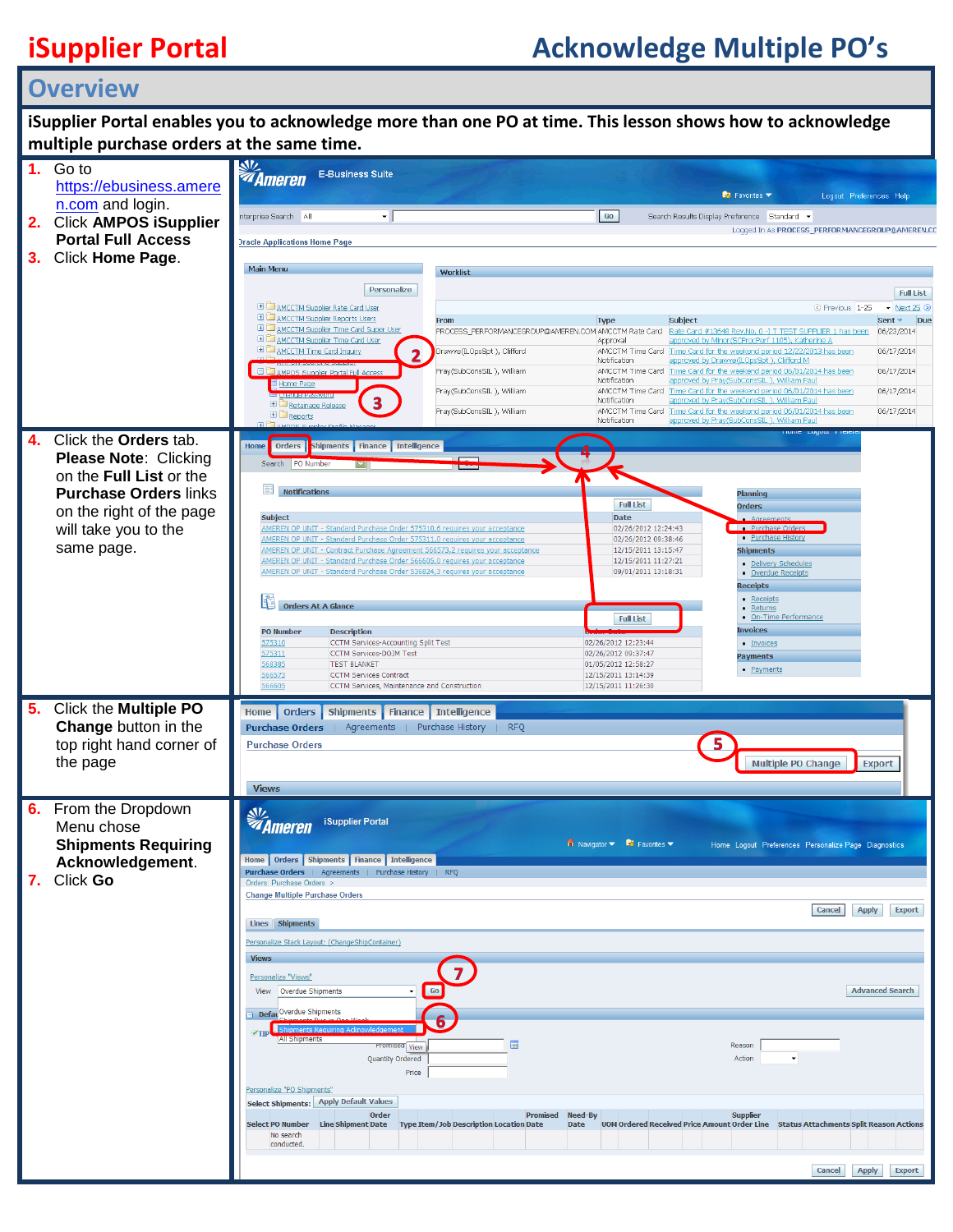iSupplier Portal

# Acknowledge Multiple PO's

## Overview

**iSupplier Portal enables you to acknowledge more than one PO at time. This lesson shows how to acknowledge multiple purchase orders at the same time.**

1. Go to https://ebusiness.ameren.com and login.
2. Click **AMPOS iSupplier Portal Full Access**
3. Click **Home Page**.

4. Click the **Orders** tab. **Please Note**: Clicking on the **Full List** or the **Purchase Orders** links on the right of the page will take you to the same page.

5. Click the **Multiple PO Change** button in the top right hand corner of the page

6. From the Dropdown Menu chose **Shipments Requiring Acknowledgement**.
7. Click **Go**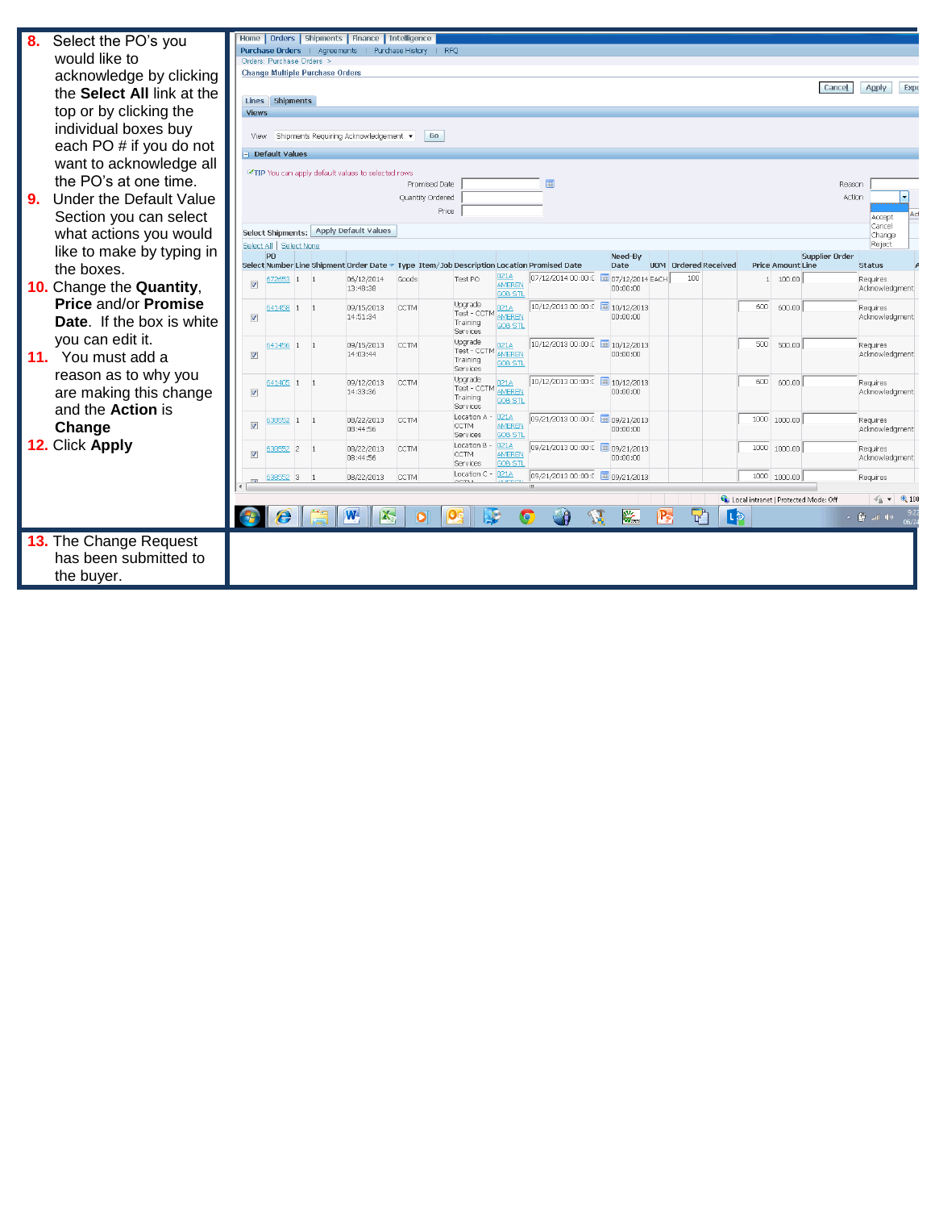8. Select the PO's you would like to acknowledge by clicking the **Select All** link at the top or by clicking the individual boxes buy each PO # if you do not want to acknowledge all the PO's at one time.
9. Under the Default Value Section you can select what actions you would like to make by typing in the boxes.
10. Change the **Quantity**, **Price** and/or **Promise Date**. If the box is white you can edit it.
11. You must add a reason as to why you are making this change and the **Action** is **Change**
12. Click **Apply**
13. The Change Request has been submitted to the buyer.